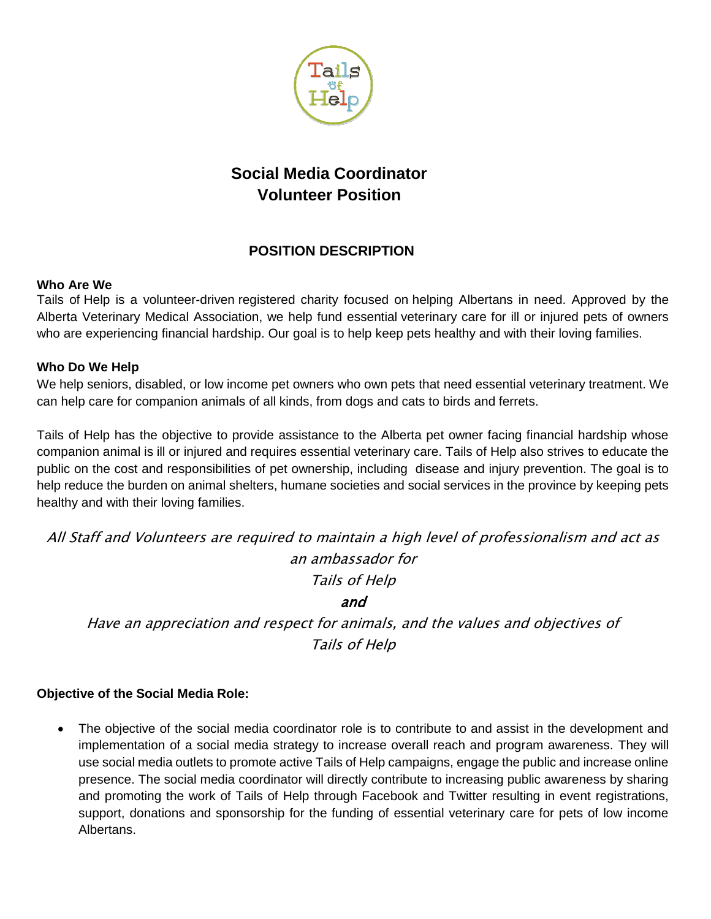# Social Media Coordinator
# Volunteer Position

## POSITION DESCRIPTION

**Who Are We**

Tails of Help is a volunteer-driven registered charity focused on helping Albertans in need. Approved by the Alberta Veterinary Medical Association, we help fund essential veterinary care for ill or injured pets of owners who are experiencing financial hardship. Our goal is to help keep pets healthy and with their loving families.

**Who Do We Help**

We help seniors, disabled, or low income pet owners who own pets that need essential veterinary treatment. We can help care for companion animals of all kinds, from dogs and cats to birds and ferrets.

Tails of Help has the objective to provide assistance to the Alberta pet owner facing financial hardship whose companion animal is ill or injured and requires essential veterinary care. Tails of Help also strives to educate the public on the cost and responsibilities of pet ownership, including disease and injury prevention. The goal is to help reduce the burden on animal shelters, humane societies and social services in the province by keeping pets healthy and with their loving families.

*All Staff and Volunteers are required to maintain a high level of professionalism and act as an ambassador for Tails of Help*

***and***

*Have an appreciation and respect for animals, and the values and objectives of Tails of Help*

**Objective of the Social Media Role:**

- The objective of the social media coordinator role is to contribute to and assist in the development and implementation of a social media strategy to increase overall reach and program awareness. They will use social media outlets to promote active Tails of Help campaigns, engage the public and increase online presence. The social media coordinator will directly contribute to increasing public awareness by sharing and promoting the work of Tails of Help through Facebook and Twitter resulting in event registrations, support, donations and sponsorship for the funding of essential veterinary care for pets of low income Albertans.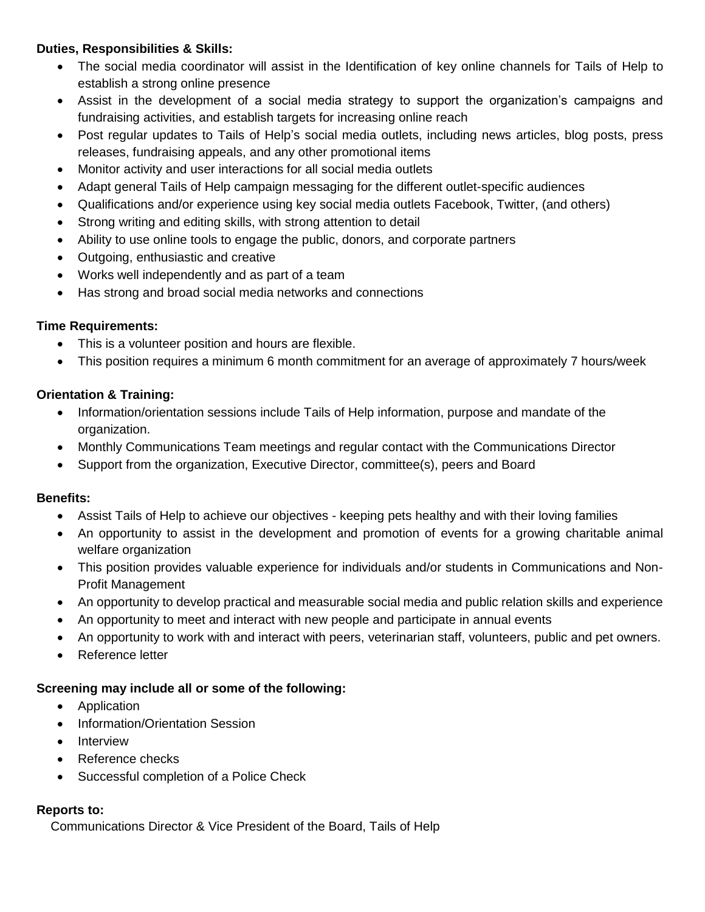**Duties, Responsibilities & Skills:**

- The social media coordinator will assist in the Identification of key online channels for Tails of Help to establish a strong online presence
- Assist in the development of a social media strategy to support the organization's campaigns and fundraising activities, and establish targets for increasing online reach
- Post regular updates to Tails of Help's social media outlets, including news articles, blog posts, press releases, fundraising appeals, and any other promotional items
- Monitor activity and user interactions for all social media outlets
- Adapt general Tails of Help campaign messaging for the different outlet-specific audiences
- Qualifications and/or experience using key social media outlets Facebook, Twitter, (and others)
- Strong writing and editing skills, with strong attention to detail
- Ability to use online tools to engage the public, donors, and corporate partners
- Outgoing, enthusiastic and creative
- Works well independently and as part of a team
- Has strong and broad social media networks and connections

**Time Requirements:**

- This is a volunteer position and hours are flexible.
- This position requires a minimum 6 month commitment for an average of approximately 7 hours/week

**Orientation & Training:**

- Information/orientation sessions include Tails of Help information, purpose and mandate of the organization.
- Monthly Communications Team meetings and regular contact with the Communications Director
- Support from the organization, Executive Director, committee(s), peers and Board

**Benefits:**

- Assist Tails of Help to achieve our objectives - keeping pets healthy and with their loving families
- An opportunity to assist in the development and promotion of events for a growing charitable animal welfare organization
- This position provides valuable experience for individuals and/or students in Communications and Non-Profit Management
- An opportunity to develop practical and measurable social media and public relation skills and experience
- An opportunity to meet and interact with new people and participate in annual events
- An opportunity to work with and interact with peers, veterinarian staff, volunteers, public and pet owners.
- Reference letter

**Screening may include all or some of the following:**

- Application
- Information/Orientation Session
- Interview
- Reference checks
- Successful completion of a Police Check

**Reports to:**

Communications Director & Vice President of the Board, Tails of Help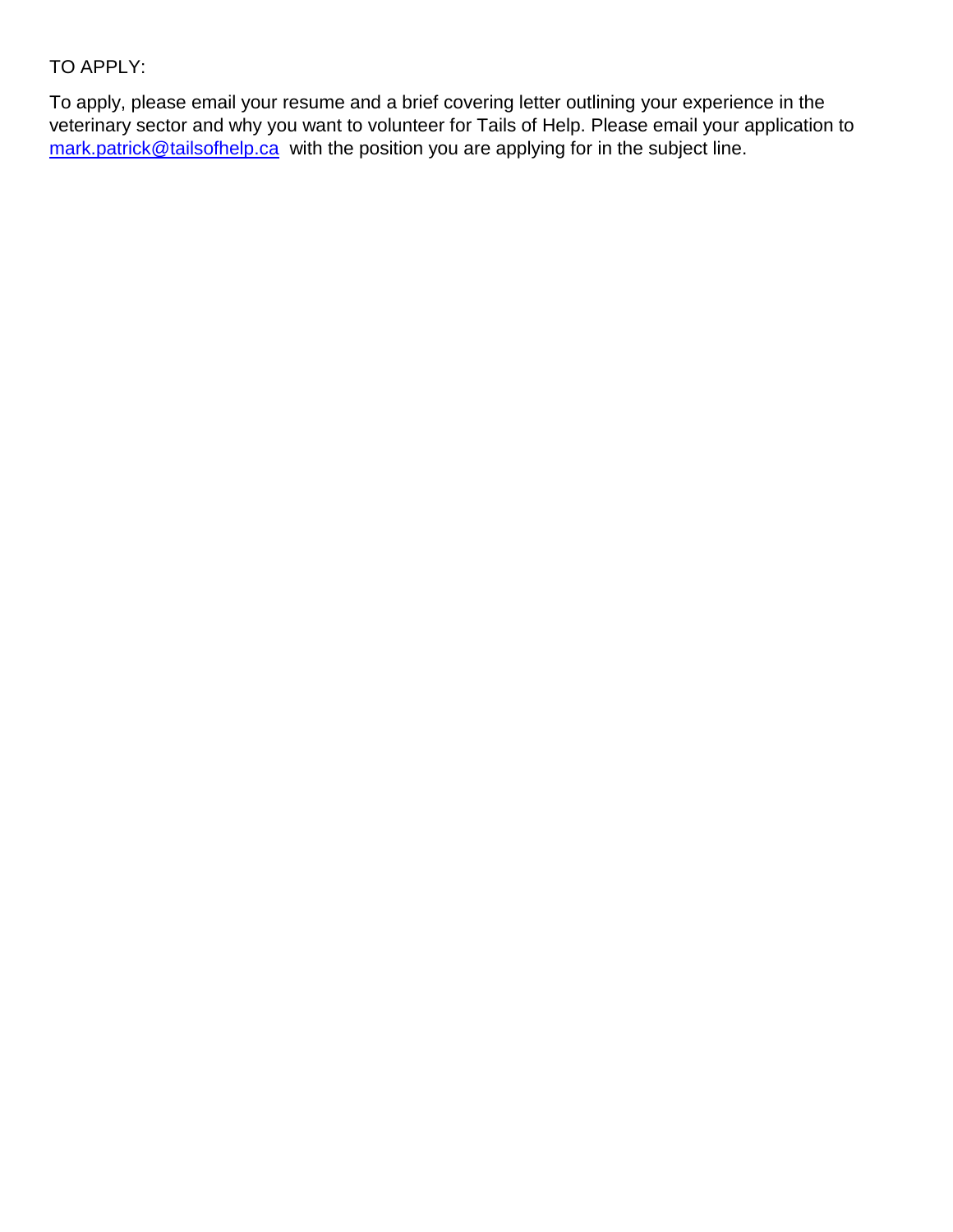TO APPLY:

To apply, please email your resume and a brief covering letter outlining your experience in the veterinary sector and why you want to volunteer for Tails of Help. Please email your application to mark.patrick@tailsofhelp.ca with the position you are applying for in the subject line.